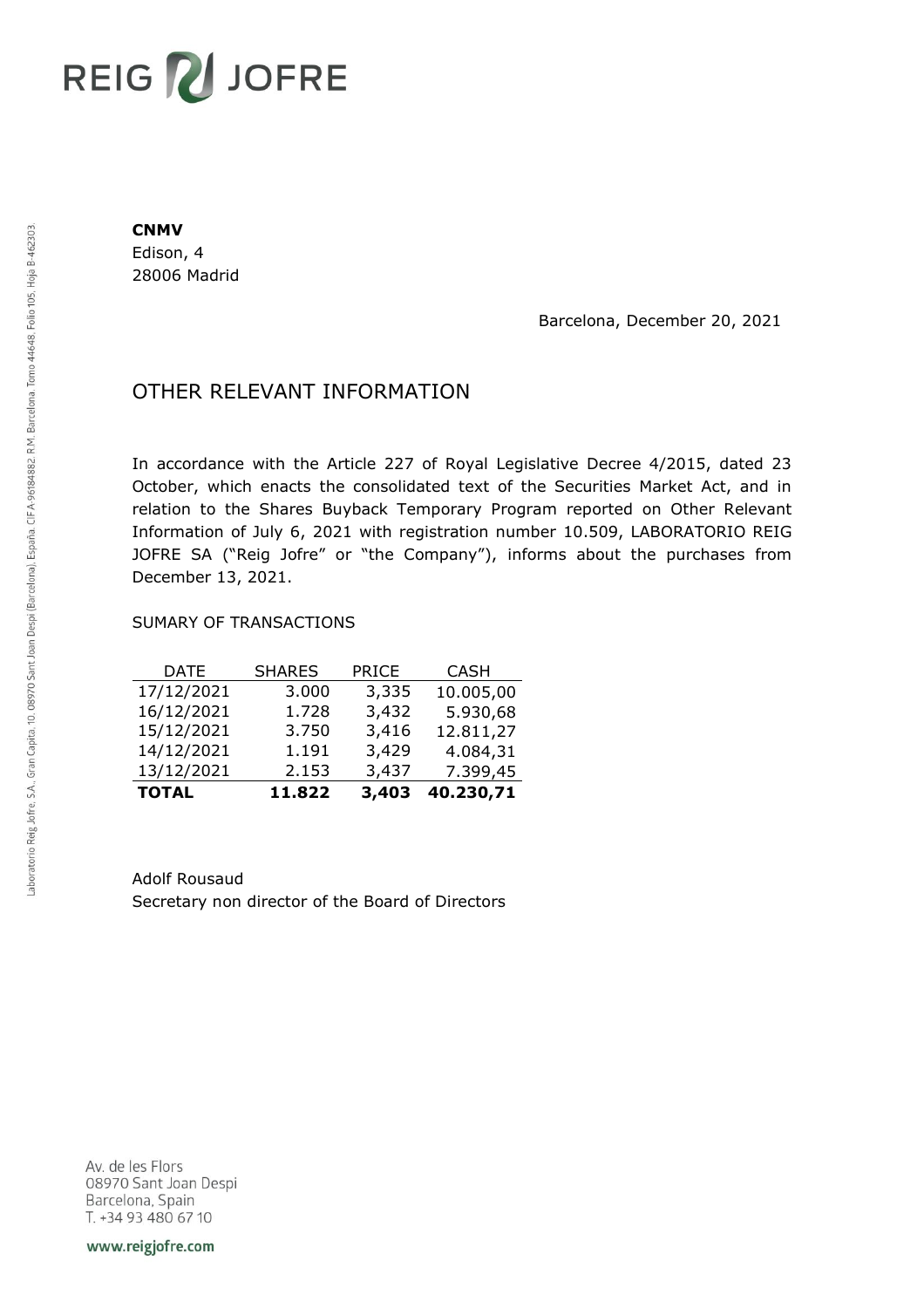REIG JOFRE

**CNMV**
Edison, 4
28006 Madrid

Barcelona, December 20, 2021

# OTHER RELEVANT INFORMATION

In accordance with the Article 227 of Royal Legislative Decree 4/2015, dated 23 October, which enacts the consolidated text of the Securities Market Act, and in relation to the Shares Buyback Temporary Program reported on Other Relevant Information of July 6, 2021 with registration number 10.509, LABORATORIO REIG JOFRE SA ("Reig Jofre" or "the Company"), informs about the purchases from December 13, 2021.

SUMARY OF TRANSACTIONS

| DATE | SHARES | PRICE | CASH |
|---|---|---|---|
| 17/12/2021 | 3.000 | 3,335 | 10.005,00 |
| 16/12/2021 | 1.728 | 3,432 | 5.930,68 |
| 15/12/2021 | 3.750 | 3,416 | 12.811,27 |
| 14/12/2021 | 1.191 | 3,429 | 4.084,31 |
| 13/12/2021 | 2.153 | 3,437 | 7.399,45 |
| **TOTAL** | **11.822** | **3,403** | **40.230,71** |

Adolf Rousaud
Secretary non director of the Board of Directors

Laboratorio Reig Jofre, S.A., Gran Capita, 10, 08970 Sant Joan Despi (Barcelona), España. CIF A-96184882. R.M. Barcelona, Tomo 44648, Folio 105, Hoja B-462303.

Av. de les Flors
08970 Sant Joan Despi
Barcelona, Spain
T. +34 93 480 67 10

www.reigjofre.com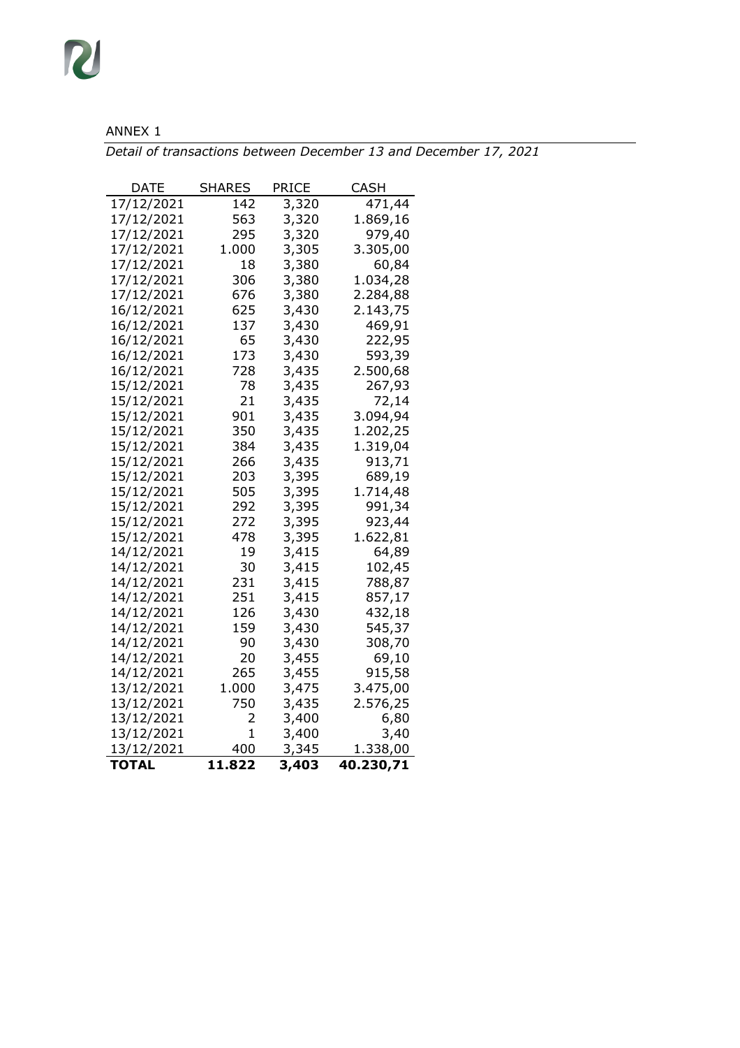ANNEX 1

*Detail of transactions between December 13 and December 17, 2021*

| DATE | SHARES | PRICE | CASH |
|---|---|---|---|
| 17/12/2021 | 142 | 3,320 | 471,44 |
| 17/12/2021 | 563 | 3,320 | 1.869,16 |
| 17/12/2021 | 295 | 3,320 | 979,40 |
| 17/12/2021 | 1.000 | 3,305 | 3.305,00 |
| 17/12/2021 | 18 | 3,380 | 60,84 |
| 17/12/2021 | 306 | 3,380 | 1.034,28 |
| 17/12/2021 | 676 | 3,380 | 2.284,88 |
| 16/12/2021 | 625 | 3,430 | 2.143,75 |
| 16/12/2021 | 137 | 3,430 | 469,91 |
| 16/12/2021 | 65 | 3,430 | 222,95 |
| 16/12/2021 | 173 | 3,430 | 593,39 |
| 16/12/2021 | 728 | 3,435 | 2.500,68 |
| 15/12/2021 | 78 | 3,435 | 267,93 |
| 15/12/2021 | 21 | 3,435 | 72,14 |
| 15/12/2021 | 901 | 3,435 | 3.094,94 |
| 15/12/2021 | 350 | 3,435 | 1.202,25 |
| 15/12/2021 | 384 | 3,435 | 1.319,04 |
| 15/12/2021 | 266 | 3,435 | 913,71 |
| 15/12/2021 | 203 | 3,395 | 689,19 |
| 15/12/2021 | 505 | 3,395 | 1.714,48 |
| 15/12/2021 | 292 | 3,395 | 991,34 |
| 15/12/2021 | 272 | 3,395 | 923,44 |
| 15/12/2021 | 478 | 3,395 | 1.622,81 |
| 14/12/2021 | 19 | 3,415 | 64,89 |
| 14/12/2021 | 30 | 3,415 | 102,45 |
| 14/12/2021 | 231 | 3,415 | 788,87 |
| 14/12/2021 | 251 | 3,415 | 857,17 |
| 14/12/2021 | 126 | 3,430 | 432,18 |
| 14/12/2021 | 159 | 3,430 | 545,37 |
| 14/12/2021 | 90 | 3,430 | 308,70 |
| 14/12/2021 | 20 | 3,455 | 69,10 |
| 14/12/2021 | 265 | 3,455 | 915,58 |
| 13/12/2021 | 1.000 | 3,475 | 3.475,00 |
| 13/12/2021 | 750 | 3,435 | 2.576,25 |
| 13/12/2021 | 2 | 3,400 | 6,80 |
| 13/12/2021 | 1 | 3,400 | 3,40 |
| 13/12/2021 | 400 | 3,345 | 1.338,00 |
| **TOTAL** | **11.822** | **3,403** | **40.230,71** |